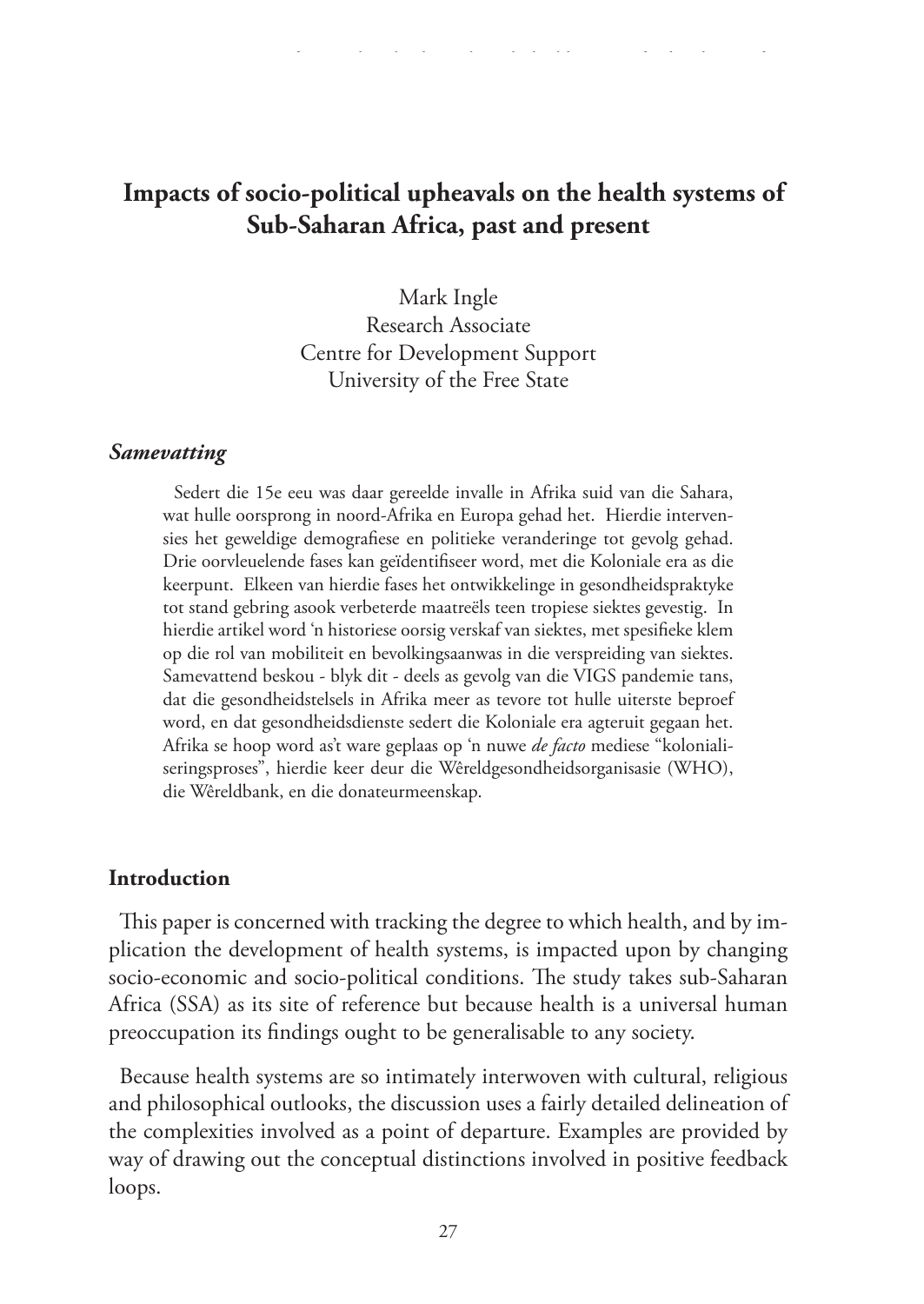# Impacts of socio-political upheavals on the health systems of Sub-Saharan Africa, past and present

Mark Ingle
Research Associate
Centre for Development Support
University of the Free State

### *Samevatting*

Sedert die 15e eeu was daar gereelde invalle in Afrika suid van die Sahara, wat hulle oorsprong in noord-Afrika en Europa gehad het. Hierdie intervensies het geweldige demografiese en politieke veranderinge tot gevolg gehad. Drie oorvleuelende fases kan geïdentifiseer word, met die Koloniale era as die keerpunt. Elkeen van hierdie fases het ontwikkelinge in gesondheidspraktyke tot stand gebring asook verbeterde maatreëls teen tropiese siektes gevestig. In hierdie artikel word 'n historiese oorsig verskaf van siektes, met spesifieke klem op die rol van mobiliteit en bevolkingsaanwas in die verspreiding van siektes. Samevattend beskou - blyk dit - deels as gevolg van die VIGS pandemie tans, dat die gesondheidstelsels in Afrika meer as tevore tot hulle uiterste beproef word, en dat gesondheidsdienste sedert die Koloniale era agteruit gegaan het. Afrika se hoop word as't ware geplaas op 'n nuwe *de facto* mediese "kolonialiseringsproses", hierdie keer deur die Wêreldgesondheidsorganisasie (WHO), die Wêreldbank, en die donateurmeenskap.

## Introduction

This paper is concerned with tracking the degree to which health, and by implication the development of health systems, is impacted upon by changing socio-economic and socio-political conditions. The study takes sub-Saharan Africa (SSA) as its site of reference but because health is a universal human preoccupation its findings ought to be generalisable to any society.

Because health systems are so intimately interwoven with cultural, religious and philosophical outlooks, the discussion uses a fairly detailed delineation of the complexities involved as a point of departure. Examples are provided by way of drawing out the conceptual distinctions involved in positive feedback loops.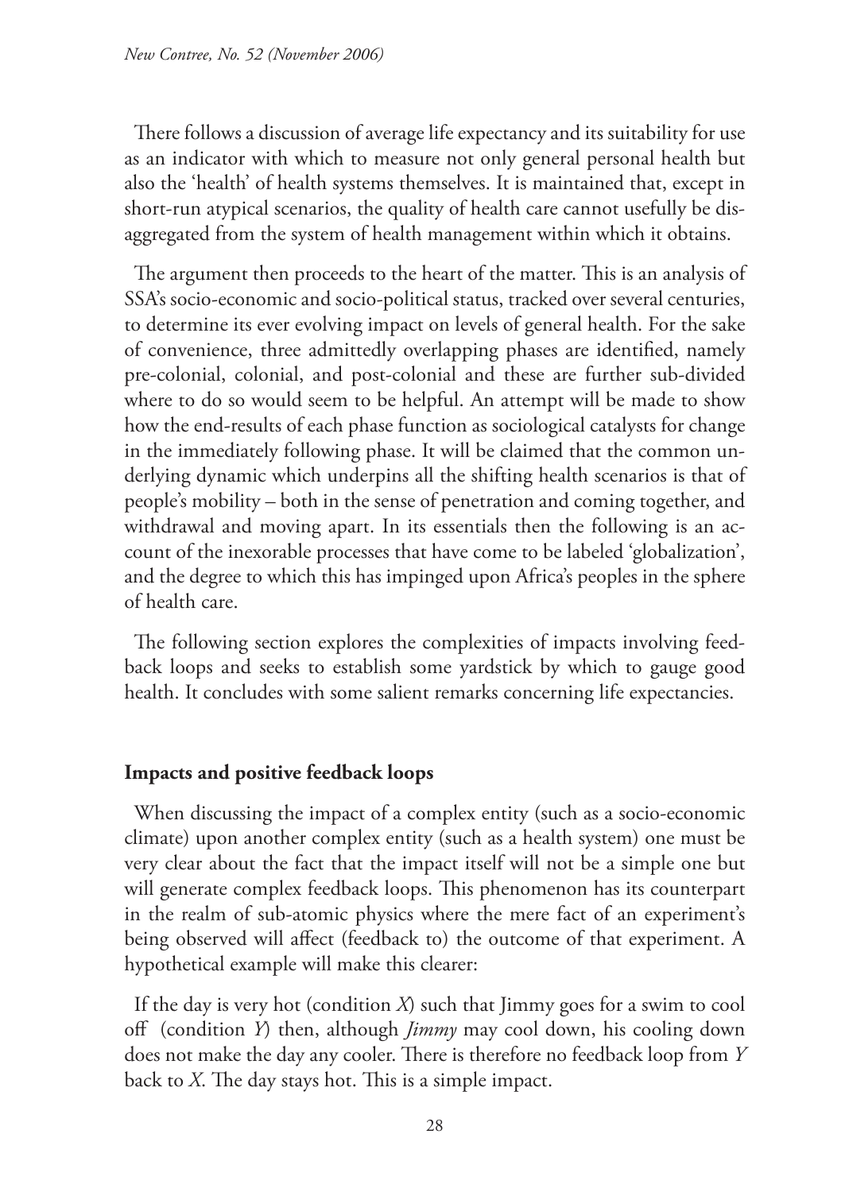There follows a discussion of average life expectancy and its suitability for use as an indicator with which to measure not only general personal health but also the 'health' of health systems themselves. It is maintained that, except in short-run atypical scenarios, the quality of health care cannot usefully be disaggregated from the system of health management within which it obtains.

The argument then proceeds to the heart of the matter. This is an analysis of SSA's socio-economic and socio-political status, tracked over several centuries, to determine its ever evolving impact on levels of general health. For the sake of convenience, three admittedly overlapping phases are identified, namely pre-colonial, colonial, and post-colonial and these are further sub-divided where to do so would seem to be helpful. An attempt will be made to show how the end-results of each phase function as sociological catalysts for change in the immediately following phase. It will be claimed that the common underlying dynamic which underpins all the shifting health scenarios is that of people's mobility – both in the sense of penetration and coming together, and withdrawal and moving apart. In its essentials then the following is an account of the inexorable processes that have come to be labeled 'globalization', and the degree to which this has impinged upon Africa's peoples in the sphere of health care.

The following section explores the complexities of impacts involving feedback loops and seeks to establish some yardstick by which to gauge good health. It concludes with some salient remarks concerning life expectancies.

## Impacts and positive feedback loops

When discussing the impact of a complex entity (such as a socio-economic climate) upon another complex entity (such as a health system) one must be very clear about the fact that the impact itself will not be a simple one but will generate complex feedback loops. This phenomenon has its counterpart in the realm of sub-atomic physics where the mere fact of an experiment's being observed will affect (feedback to) the outcome of that experiment. A hypothetical example will make this clearer:

If the day is very hot (condition *X*) such that Jimmy goes for a swim to cool off (condition *Y*) then, although *Jimmy* may cool down, his cooling down does not make the day any cooler. There is therefore no feedback loop from *Y* back to *X*. The day stays hot. This is a simple impact.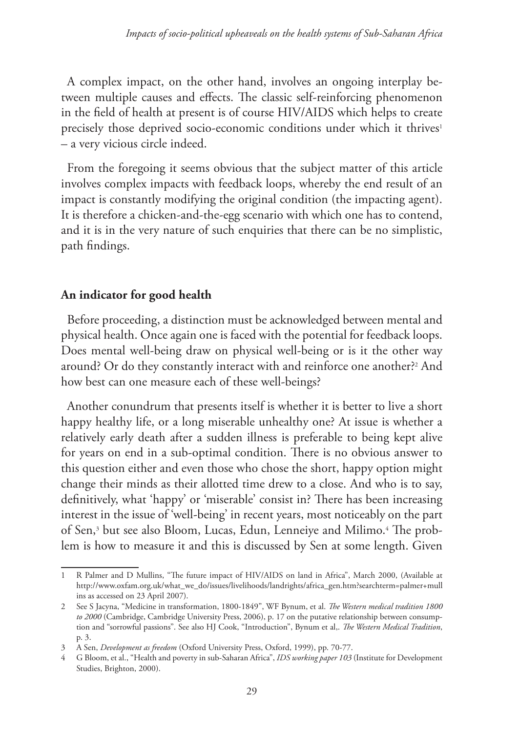A complex impact, on the other hand, involves an ongoing interplay between multiple causes and effects. The classic self-reinforcing phenomenon in the field of health at present is of course HIV/AIDS which helps to create precisely those deprived socio-economic conditions under which it thrives[1] – a very vicious circle indeed.

From the foregoing it seems obvious that the subject matter of this article involves complex impacts with feedback loops, whereby the end result of an impact is constantly modifying the original condition (the impacting agent). It is therefore a chicken-and-the-egg scenario with which one has to contend, and it is in the very nature of such enquiries that there can be no simplistic, path findings.

## An indicator for good health

Before proceeding, a distinction must be acknowledged between mental and physical health. Once again one is faced with the potential for feedback loops. Does mental well-being draw on physical well-being or is it the other way around? Or do they constantly interact with and reinforce one another?[2] And how best can one measure each of these well-beings?

Another conundrum that presents itself is whether it is better to live a short happy healthy life, or a long miserable unhealthy one? At issue is whether a relatively early death after a sudden illness is preferable to being kept alive for years on end in a sub-optimal condition. There is no obvious answer to this question either and even those who chose the short, happy option might change their minds as their allotted time drew to a close. And who is to say, definitively, what 'happy' or 'miserable' consist in? There has been increasing interest in the issue of 'well-being' in recent years, most noticeably on the part of Sen,[3] but see also Bloom, Lucas, Edun, Lenneiye and Milimo.[4] The problem is how to measure it and this is discussed by Sen at some length. Given

---

1 R Palmer and D Mullins, "The future impact of HIV/AIDS on land in Africa", March 2000, (Available at http://www.oxfam.org.uk/what_we_do/issues/livelihoods/landrights/africa_gen.htm?searchterm=palmer+mullins as accessed on 23 April 2007).

2 See S Jacyna, "Medicine in transformation, 1800-1849", WF Bynum, et al. *The Western medical tradition 1800 to 2000* (Cambridge, Cambridge University Press, 2006), p. 17 on the putative relationship between consumption and "sorrowful passions". See also HJ Cook, "Introduction", Bynum et al,. *The Western Medical Tradition*, p. 3.

3 A Sen, *Development as freedom* (Oxford University Press, Oxford, 1999), pp. 70-77.

4 G Bloom, et al., "Health and poverty in sub-Saharan Africa", *IDS working paper 103* (Institute for Development Studies, Brighton, 2000).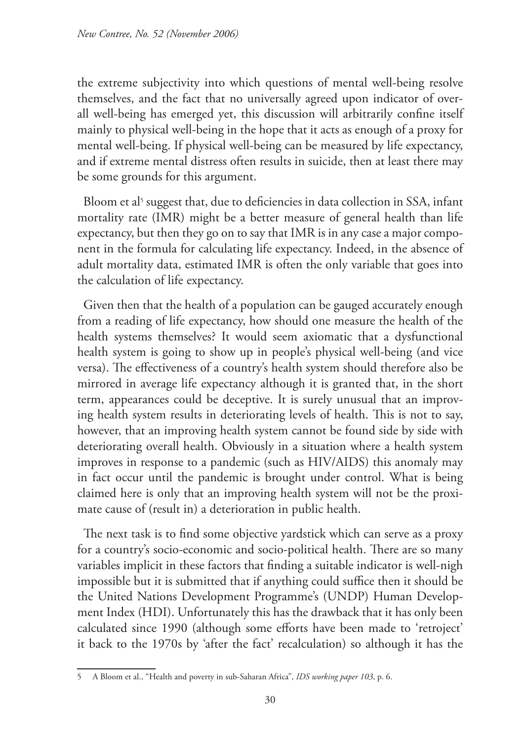the extreme subjectivity into which questions of mental well-being resolve themselves, and the fact that no universally agreed upon indicator of overall well-being has emerged yet, this discussion will arbitrarily confine itself mainly to physical well-being in the hope that it acts as enough of a proxy for mental well-being. If physical well-being can be measured by life expectancy, and if extreme mental distress often results in suicide, then at least there may be some grounds for this argument.

Bloom et al[5] suggest that, due to deficiencies in data collection in SSA, infant mortality rate (IMR) might be a better measure of general health than life expectancy, but then they go on to say that IMR is in any case a major component in the formula for calculating life expectancy. Indeed, in the absence of adult mortality data, estimated IMR is often the only variable that goes into the calculation of life expectancy.

Given then that the health of a population can be gauged accurately enough from a reading of life expectancy, how should one measure the health of the health systems themselves? It would seem axiomatic that a dysfunctional health system is going to show up in people's physical well-being (and vice versa). The effectiveness of a country's health system should therefore also be mirrored in average life expectancy although it is granted that, in the short term, appearances could be deceptive. It is surely unusual that an improving health system results in deteriorating levels of health. This is not to say, however, that an improving health system cannot be found side by side with deteriorating overall health. Obviously in a situation where a health system improves in response to a pandemic (such as HIV/AIDS) this anomaly may in fact occur until the pandemic is brought under control. What is being claimed here is only that an improving health system will not be the proximate cause of (result in) a deterioration in public health.

The next task is to find some objective yardstick which can serve as a proxy for a country's socio-economic and socio-political health. There are so many variables implicit in these factors that finding a suitable indicator is well-nigh impossible but it is submitted that if anything could suffice then it should be the United Nations Development Programme's (UNDP) Human Development Index (HDI). Unfortunately this has the drawback that it has only been calculated since 1990 (although some efforts have been made to 'retroject' it back to the 1970s by 'after the fact' recalculation) so although it has the

---

5 A Bloom et al., "Health and poverty in sub-Saharan Africa", *IDS working paper 103*, p. 6.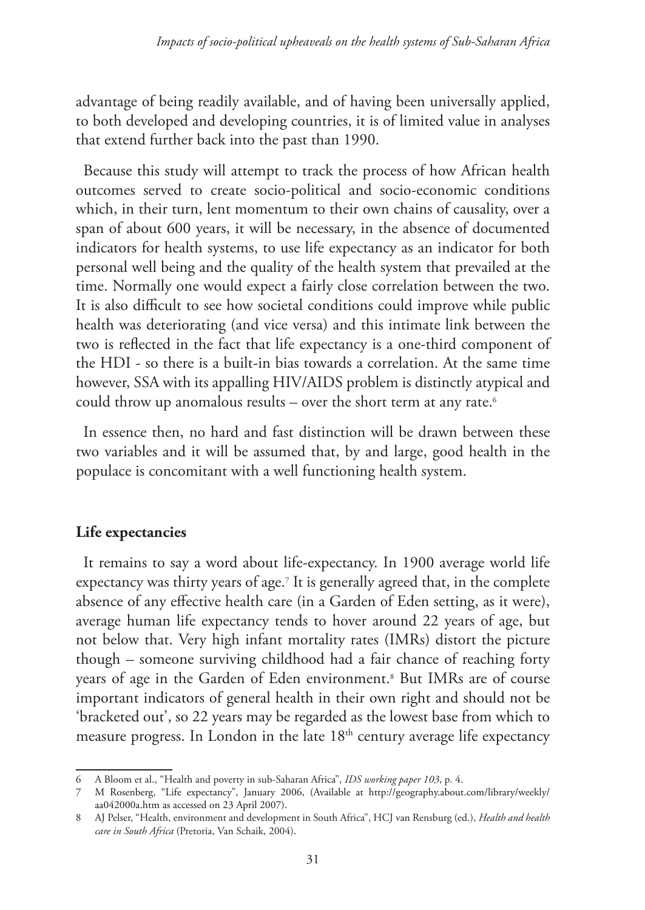advantage of being readily available, and of having been universally applied, to both developed and developing countries, it is of limited value in analyses that extend further back into the past than 1990.

Because this study will attempt to track the process of how African health outcomes served to create socio-political and socio-economic conditions which, in their turn, lent momentum to their own chains of causality, over a span of about 600 years, it will be necessary, in the absence of documented indicators for health systems, to use life expectancy as an indicator for both personal well being and the quality of the health system that prevailed at the time. Normally one would expect a fairly close correlation between the two. It is also difficult to see how societal conditions could improve while public health was deteriorating (and vice versa) and this intimate link between the two is reflected in the fact that life expectancy is a one-third component of the HDI - so there is a built-in bias towards a correlation. At the same time however, SSA with its appalling HIV/AIDS problem is distinctly atypical and could throw up anomalous results – over the short term at any rate.[6]

In essence then, no hard and fast distinction will be drawn between these two variables and it will be assumed that, by and large, good health in the populace is concomitant with a well functioning health system.

## Life expectancies

It remains to say a word about life-expectancy. In 1900 average world life expectancy was thirty years of age.[7] It is generally agreed that, in the complete absence of any effective health care (in a Garden of Eden setting, as it were), average human life expectancy tends to hover around 22 years of age, but not below that. Very high infant mortality rates (IMRs) distort the picture though – someone surviving childhood had a fair chance of reaching forty years of age in the Garden of Eden environment.[8] But IMRs are of course important indicators of general health in their own right and should not be 'bracketed out', so 22 years may be regarded as the lowest base from which to measure progress. In London in the late 18th century average life expectancy

---

6 A Bloom et al., "Health and poverty in sub-Saharan Africa", *IDS working paper 103*, p. 4.

7 M Rosenberg, "Life expectancy", January 2006, (Available at http://geography.about.com/library/weekly/aa042000a.htm as accessed on 23 April 2007).

8 AJ Pelser, "Health, environment and development in South Africa", HCJ van Rensburg (ed.), *Health and health care in South Africa* (Pretoria, Van Schaik, 2004).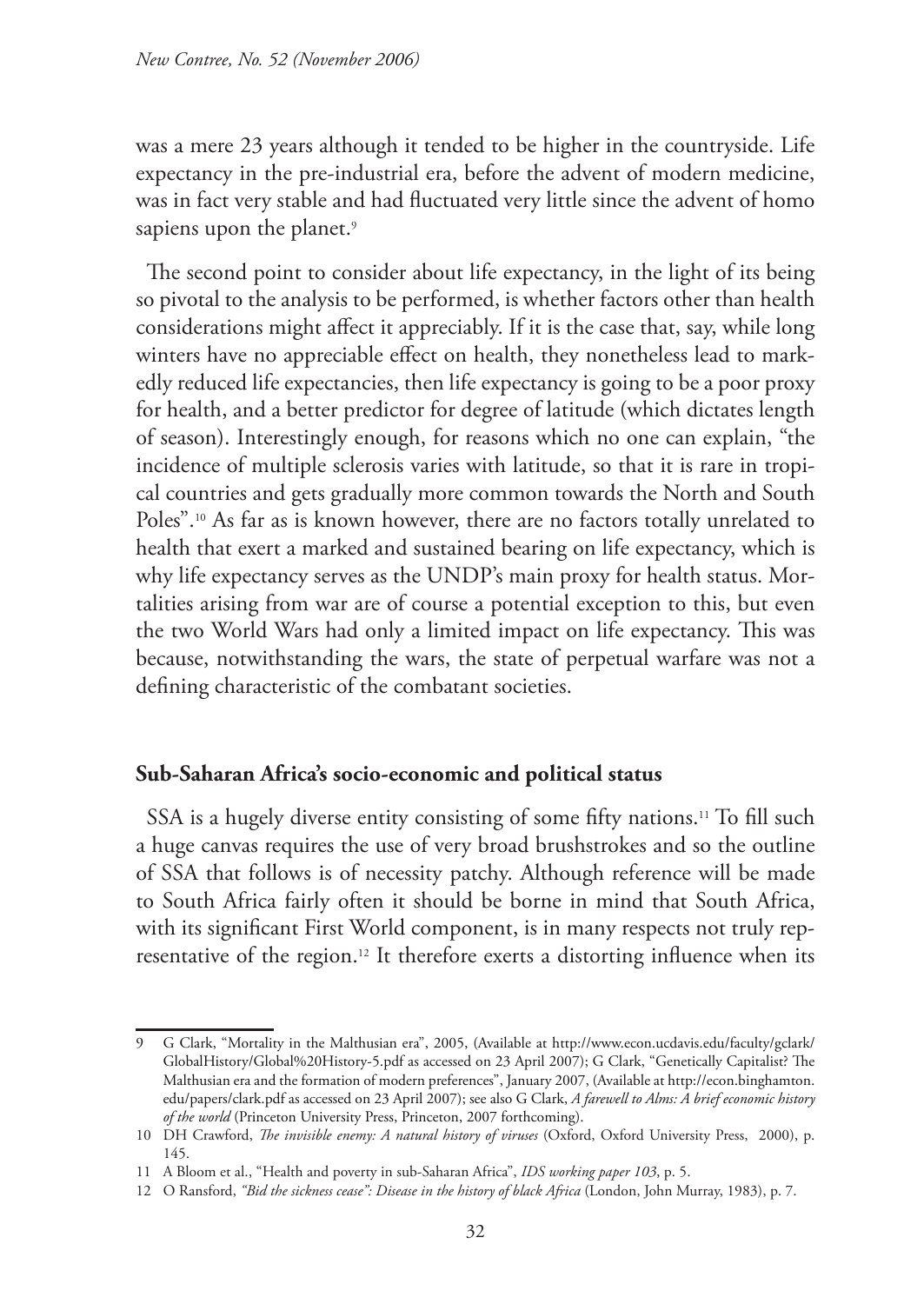was a mere 23 years although it tended to be higher in the countryside. Life expectancy in the pre-industrial era, before the advent of modern medicine, was in fact very stable and had fluctuated very little since the advent of homo sapiens upon the planet.[9]

The second point to consider about life expectancy, in the light of its being so pivotal to the analysis to be performed, is whether factors other than health considerations might affect it appreciably. If it is the case that, say, while long winters have no appreciable effect on health, they nonetheless lead to markedly reduced life expectancies, then life expectancy is going to be a poor proxy for health, and a better predictor for degree of latitude (which dictates length of season). Interestingly enough, for reasons which no one can explain, "the incidence of multiple sclerosis varies with latitude, so that it is rare in tropical countries and gets gradually more common towards the North and South Poles".[10] As far as is known however, there are no factors totally unrelated to health that exert a marked and sustained bearing on life expectancy, which is why life expectancy serves as the UNDP's main proxy for health status. Mortalities arising from war are of course a potential exception to this, but even the two World Wars had only a limited impact on life expectancy. This was because, notwithstanding the wars, the state of perpetual warfare was not a defining characteristic of the combatant societies.

## Sub-Saharan Africa's socio-economic and political status

SSA is a hugely diverse entity consisting of some fifty nations.[11] To fill such a huge canvas requires the use of very broad brushstrokes and so the outline of SSA that follows is of necessity patchy. Although reference will be made to South Africa fairly often it should be borne in mind that South Africa, with its significant First World component, is in many respects not truly representative of the region.[12] It therefore exerts a distorting influence when its

---

9 G Clark, "Mortality in the Malthusian era", 2005, (Available at http://www.econ.ucdavis.edu/faculty/gclark/GlobalHistory/Global%20History-5.pdf as accessed on 23 April 2007); G Clark, "Genetically Capitalist? The Malthusian era and the formation of modern preferences", January 2007, (Available at http://econ.binghamton.edu/papers/clark.pdf as accessed on 23 April 2007); see also G Clark, *A farewell to Alms: A brief economic history of the world* (Princeton University Press, Princeton, 2007 forthcoming).

10 DH Crawford, *The invisible enemy: A natural history of viruses* (Oxford, Oxford University Press, 2000), p. 145.

11 A Bloom et al., "Health and poverty in sub-Saharan Africa", *IDS working paper 103*, p. 5.

12 O Ransford, *"Bid the sickness cease": Disease in the history of black Africa* (London, John Murray, 1983), p. 7.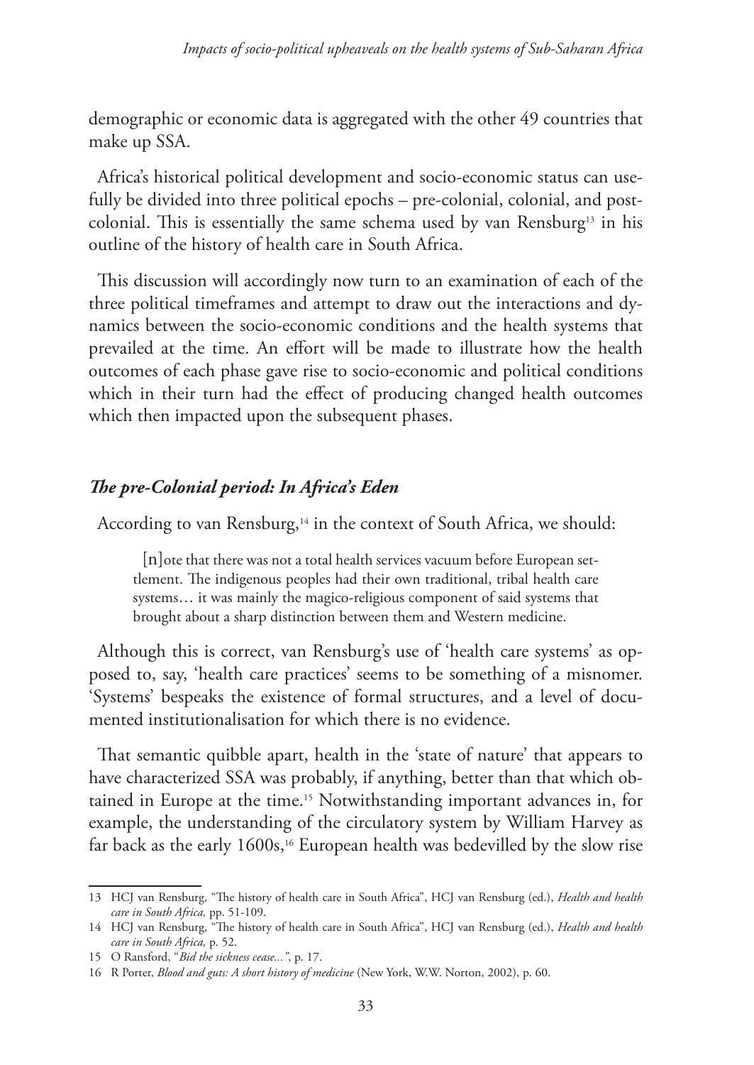demographic or economic data is aggregated with the other 49 countries that make up SSA.

Africa's historical political development and socio-economic status can usefully be divided into three political epochs – pre-colonial, colonial, and post-colonial. This is essentially the same schema used by van Rensburg[13] in his outline of the history of health care in South Africa.

This discussion will accordingly now turn to an examination of each of the three political timeframes and attempt to draw out the interactions and dynamics between the socio-economic conditions and the health systems that prevailed at the time. An effort will be made to illustrate how the health outcomes of each phase gave rise to socio-economic and political conditions which in their turn had the effect of producing changed health outcomes which then impacted upon the subsequent phases.

### *The pre-Colonial period: In Africa's Eden*

According to van Rensburg,[14] in the context of South Africa, we should:

> [n]ote that there was not a total health services vacuum before European settlement. The indigenous peoples had their own traditional, tribal health care systems… it was mainly the magico-religious component of said systems that brought about a sharp distinction between them and Western medicine.

Although this is correct, van Rensburg's use of 'health care systems' as opposed to, say, 'health care practices' seems to be something of a misnomer. 'Systems' bespeaks the existence of formal structures, and a level of documented institutionalisation for which there is no evidence.

That semantic quibble apart, health in the 'state of nature' that appears to have characterized SSA was probably, if anything, better than that which obtained in Europe at the time.[15] Notwithstanding important advances in, for example, the understanding of the circulatory system by William Harvey as far back as the early 1600s,[16] European health was bedevilled by the slow rise

---

13 HCJ van Rensburg, "The history of health care in South Africa", HCJ van Rensburg (ed.), *Health and health care in South Africa,* pp. 51-109.

14 HCJ van Rensburg, "The history of health care in South Africa", HCJ van Rensburg (ed.), *Health and health care in South Africa,* p. 52.

15 O Ransford, "*Bid the sickness cease...*", p. 17.

16 R Porter, *Blood and guts: A short history of medicine* (New York, W.W. Norton, 2002), p. 60.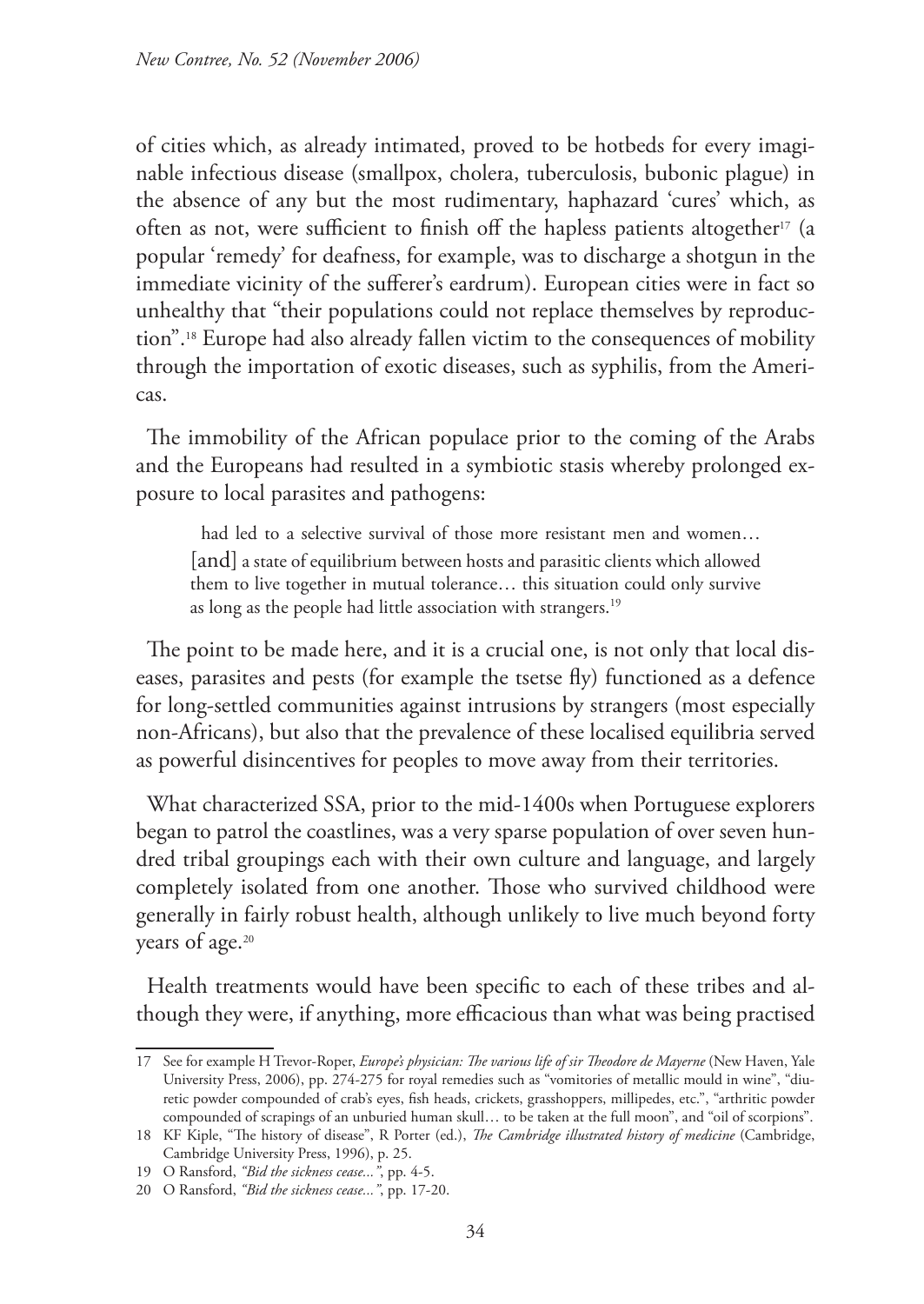of cities which, as already intimated, proved to be hotbeds for every imaginable infectious disease (smallpox, cholera, tuberculosis, bubonic plague) in the absence of any but the most rudimentary, haphazard 'cures' which, as often as not, were sufficient to finish off the hapless patients altogether[17] (a popular 'remedy' for deafness, for example, was to discharge a shotgun in the immediate vicinity of the sufferer's eardrum). European cities were in fact so unhealthy that "their populations could not replace themselves by reproduction".[18] Europe had also already fallen victim to the consequences of mobility through the importation of exotic diseases, such as syphilis, from the Americas.

The immobility of the African populace prior to the coming of the Arabs and the Europeans had resulted in a symbiotic stasis whereby prolonged exposure to local parasites and pathogens:

> had led to a selective survival of those more resistant men and women… [and] a state of equilibrium between hosts and parasitic clients which allowed them to live together in mutual tolerance… this situation could only survive as long as the people had little association with strangers.[19]

The point to be made here, and it is a crucial one, is not only that local diseases, parasites and pests (for example the tsetse fly) functioned as a defence for long-settled communities against intrusions by strangers (most especially non-Africans), but also that the prevalence of these localised equilibria served as powerful disincentives for peoples to move away from their territories.

What characterized SSA, prior to the mid-1400s when Portuguese explorers began to patrol the coastlines, was a very sparse population of over seven hundred tribal groupings each with their own culture and language, and largely completely isolated from one another. Those who survived childhood were generally in fairly robust health, although unlikely to live much beyond forty years of age.[20]

Health treatments would have been specific to each of these tribes and although they were, if anything, more efficacious than what was being practised

---

17 See for example H Trevor-Roper, *Europe's physician: The various life of sir Theodore de Mayerne* (New Haven, Yale University Press, 2006), pp. 274-275 for royal remedies such as "vomitories of metallic mould in wine", "diuretic powder compounded of crab's eyes, fish heads, crickets, grasshoppers, millipedes, etc.", "arthritic powder compounded of scrapings of an unburied human skull… to be taken at the full moon", and "oil of scorpions".

18 KF Kiple, "The history of disease", R Porter (ed.), *The Cambridge illustrated history of medicine* (Cambridge, Cambridge University Press, 1996), p. 25.

19 O Ransford, *"Bid the sickness cease..."*, pp. 4-5.

20 O Ransford, *"Bid the sickness cease..."*, pp. 17-20.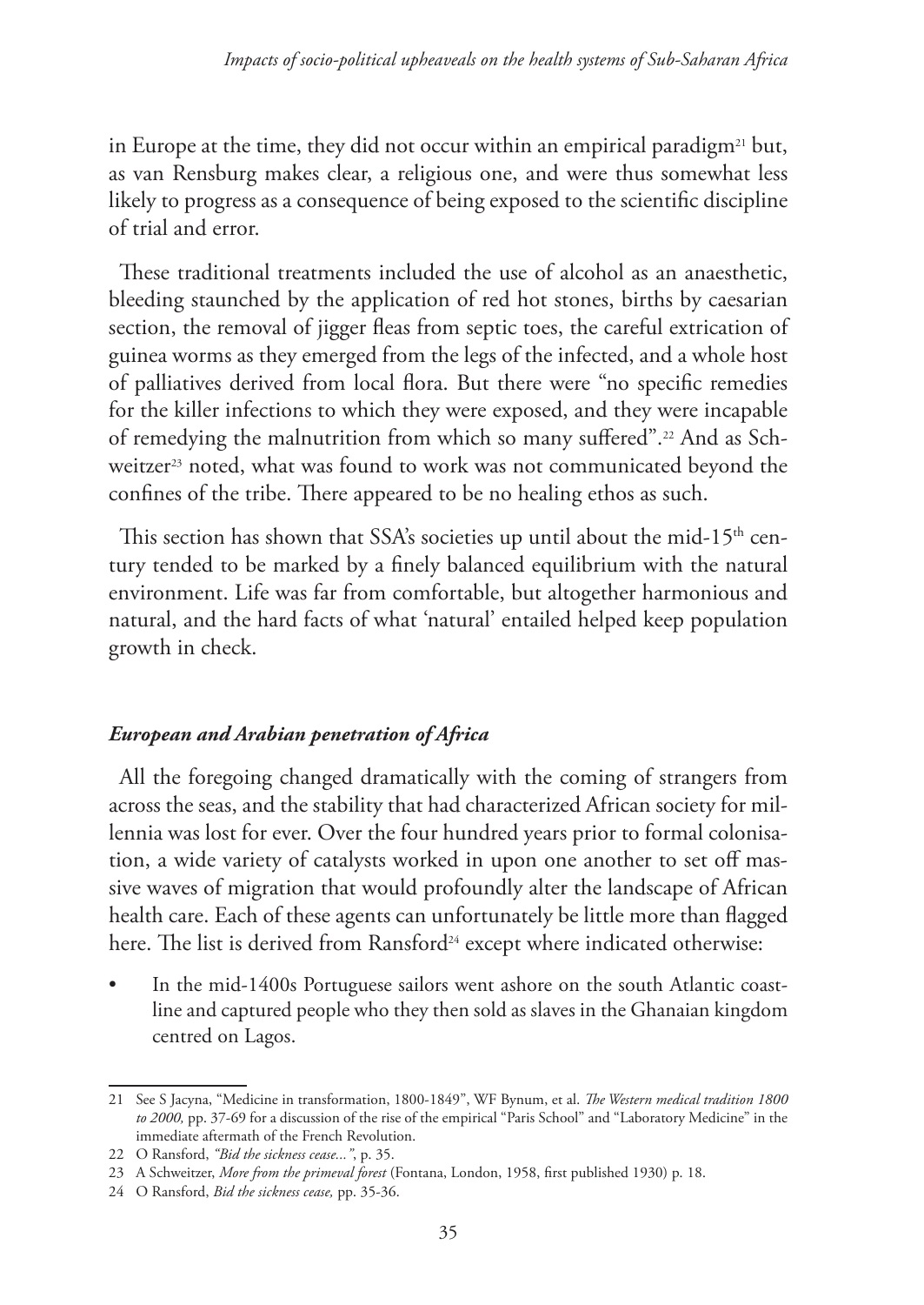in Europe at the time, they did not occur within an empirical paradigm[21] but, as van Rensburg makes clear, a religious one, and were thus somewhat less likely to progress as a consequence of being exposed to the scientific discipline of trial and error.

These traditional treatments included the use of alcohol as an anaesthetic, bleeding staunched by the application of red hot stones, births by caesarian section, the removal of jigger fleas from septic toes, the careful extrication of guinea worms as they emerged from the legs of the infected, and a whole host of palliatives derived from local flora. But there were "no specific remedies for the killer infections to which they were exposed, and they were incapable of remedying the malnutrition from which so many suffered".[22] And as Schweitzer[23] noted, what was found to work was not communicated beyond the confines of the tribe. There appeared to be no healing ethos as such.

This section has shown that SSA's societies up until about the mid-15th century tended to be marked by a finely balanced equilibrium with the natural environment. Life was far from comfortable, but altogether harmonious and natural, and the hard facts of what 'natural' entailed helped keep population growth in check.

### *European and Arabian penetration of Africa*

All the foregoing changed dramatically with the coming of strangers from across the seas, and the stability that had characterized African society for millennia was lost for ever. Over the four hundred years prior to formal colonisation, a wide variety of catalysts worked in upon one another to set off massive waves of migration that would profoundly alter the landscape of African health care. Each of these agents can unfortunately be little more than flagged here. The list is derived from Ransford[24] except where indicated otherwise:

- In the mid-1400s Portuguese sailors went ashore on the south Atlantic coastline and captured people who they then sold as slaves in the Ghanaian kingdom centred on Lagos.

---

21 See S Jacyna, "Medicine in transformation, 1800-1849", WF Bynum, et al. *The Western medical tradition 1800 to 2000,* pp. 37-69 for a discussion of the rise of the empirical "Paris School" and "Laboratory Medicine" in the immediate aftermath of the French Revolution.

22 O Ransford, *"Bid the sickness cease..."*, p. 35.

23 A Schweitzer, *More from the primeval forest* (Fontana, London, 1958, first published 1930) p. 18.

24 O Ransford, *Bid the sickness cease,* pp. 35-36.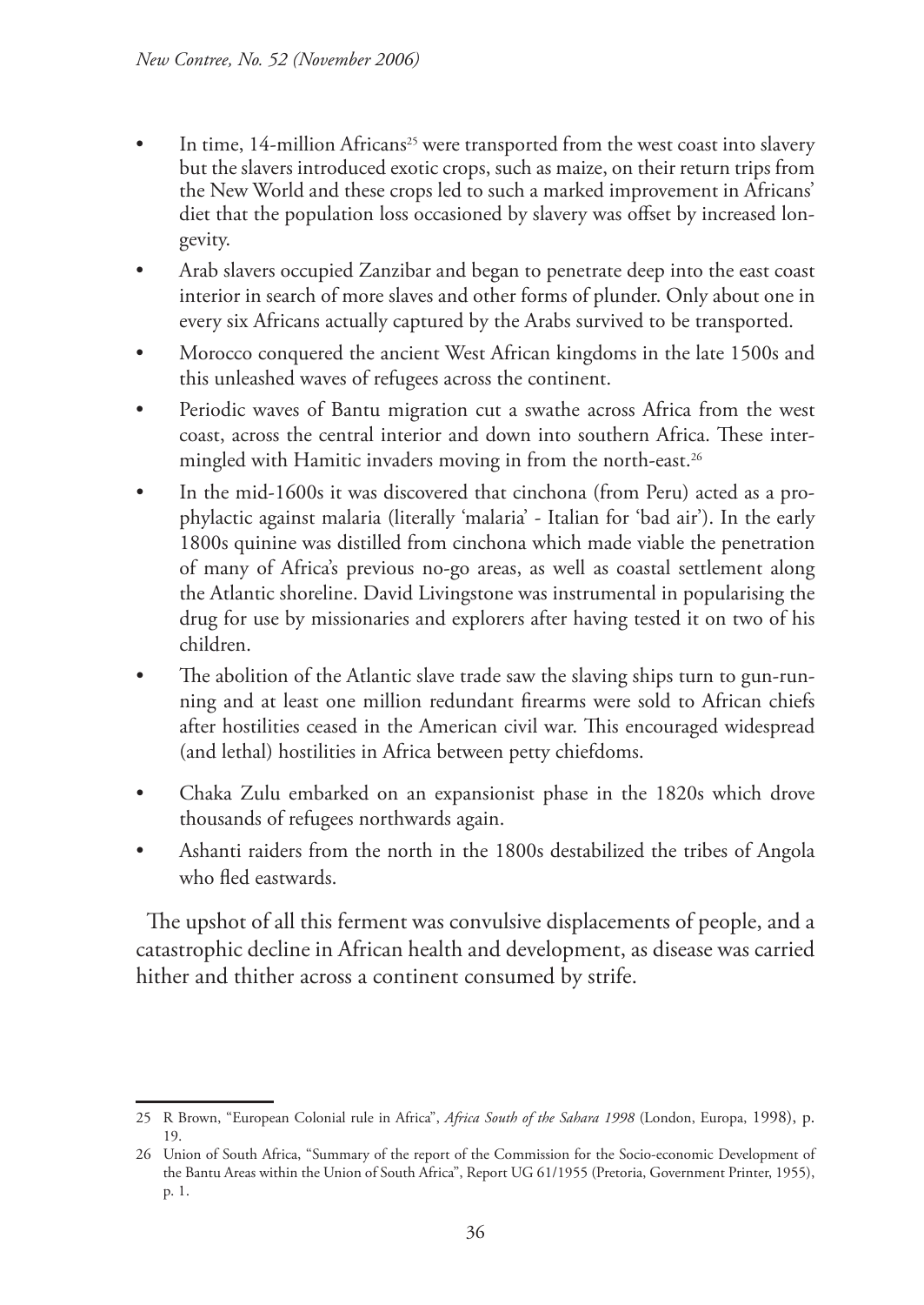- In time, 14-million Africans[25] were transported from the west coast into slavery but the slavers introduced exotic crops, such as maize, on their return trips from the New World and these crops led to such a marked improvement in Africans' diet that the population loss occasioned by slavery was offset by increased longevity.
- Arab slavers occupied Zanzibar and began to penetrate deep into the east coast interior in search of more slaves and other forms of plunder. Only about one in every six Africans actually captured by the Arabs survived to be transported.
- Morocco conquered the ancient West African kingdoms in the late 1500s and this unleashed waves of refugees across the continent.
- Periodic waves of Bantu migration cut a swathe across Africa from the west coast, across the central interior and down into southern Africa. These intermingled with Hamitic invaders moving in from the north-east.[26]
- In the mid-1600s it was discovered that cinchona (from Peru) acted as a prophylactic against malaria (literally 'malaria' - Italian for 'bad air'). In the early 1800s quinine was distilled from cinchona which made viable the penetration of many of Africa's previous no-go areas, as well as coastal settlement along the Atlantic shoreline. David Livingstone was instrumental in popularising the drug for use by missionaries and explorers after having tested it on two of his children.
- The abolition of the Atlantic slave trade saw the slaving ships turn to gun-running and at least one million redundant firearms were sold to African chiefs after hostilities ceased in the American civil war. This encouraged widespread (and lethal) hostilities in Africa between petty chiefdoms.
- Chaka Zulu embarked on an expansionist phase in the 1820s which drove thousands of refugees northwards again.
- Ashanti raiders from the north in the 1800s destabilized the tribes of Angola who fled eastwards.

The upshot of all this ferment was convulsive displacements of people, and a catastrophic decline in African health and development, as disease was carried hither and thither across a continent consumed by strife.

---

25 R Brown, "European Colonial rule in Africa", *Africa South of the Sahara 1998* (London, Europa, 1998), p. 19.

26 Union of South Africa, "Summary of the report of the Commission for the Socio-economic Development of the Bantu Areas within the Union of South Africa", Report UG 61/1955 (Pretoria, Government Printer, 1955), p. 1.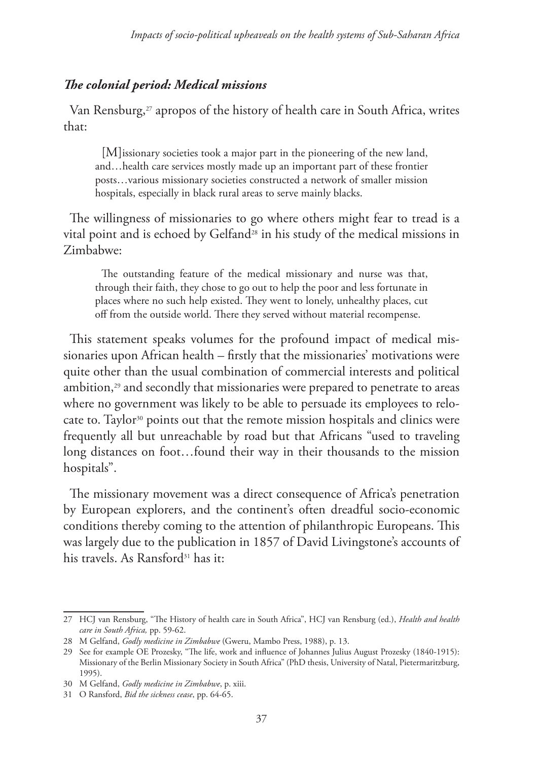### *The colonial period: Medical missions*

Van Rensburg,[27] apropos of the history of health care in South Africa, writes that:

> [M]issionary societies took a major part in the pioneering of the new land, and…health care services mostly made up an important part of these frontier posts…various missionary societies constructed a network of smaller mission hospitals, especially in black rural areas to serve mainly blacks.

The willingness of missionaries to go where others might fear to tread is a vital point and is echoed by Gelfand[28] in his study of the medical missions in Zimbabwe:

> The outstanding feature of the medical missionary and nurse was that, through their faith, they chose to go out to help the poor and less fortunate in places where no such help existed. They went to lonely, unhealthy places, cut off from the outside world. There they served without material recompense.

This statement speaks volumes for the profound impact of medical missionaries upon African health – firstly that the missionaries' motivations were quite other than the usual combination of commercial interests and political ambition,[29] and secondly that missionaries were prepared to penetrate to areas where no government was likely to be able to persuade its employees to relocate to. Taylor[30] points out that the remote mission hospitals and clinics were frequently all but unreachable by road but that Africans "used to traveling long distances on foot…found their way in their thousands to the mission hospitals".

The missionary movement was a direct consequence of Africa's penetration by European explorers, and the continent's often dreadful socio-economic conditions thereby coming to the attention of philanthropic Europeans. This was largely due to the publication in 1857 of David Livingstone's accounts of his travels. As Ransford[31] has it:

---

27 HCJ van Rensburg, "The History of health care in South Africa", HCJ van Rensburg (ed.), *Health and health care in South Africa,* pp. 59-62.

28 M Gelfand, *Godly medicine in Zimbabwe* (Gweru, Mambo Press, 1988), p. 13.

29 See for example OE Prozesky, "The life, work and influence of Johannes Julius August Prozesky (1840-1915): Missionary of the Berlin Missionary Society in South Africa" (PhD thesis, University of Natal, Pietermaritzburg, 1995).

30 M Gelfand, *Godly medicine in Zimbabwe*, p. xiii.

31 O Ransford, *Bid the sickness cease*, pp. 64-65.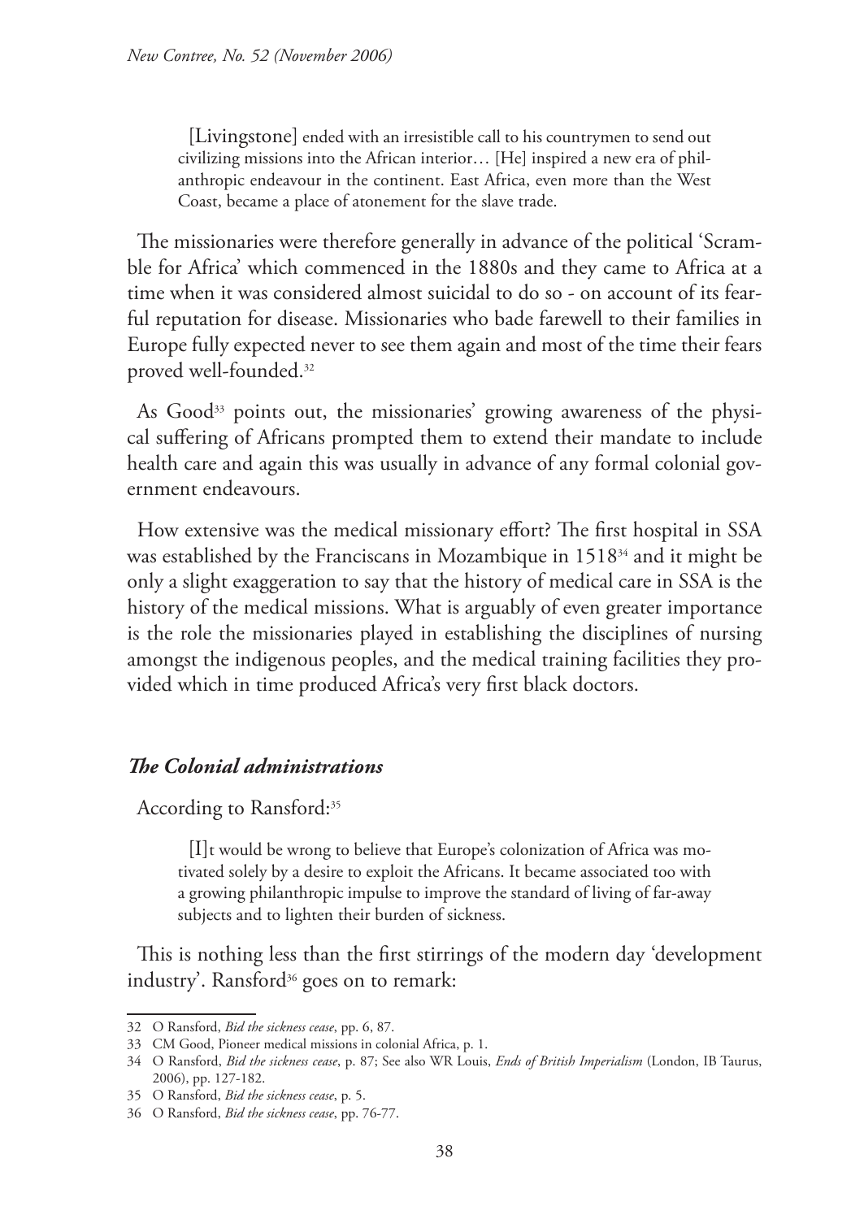> [Livingstone] ended with an irresistible call to his countrymen to send out civilizing missions into the African interior… [He] inspired a new era of philanthropic endeavour in the continent. East Africa, even more than the West Coast, became a place of atonement for the slave trade.

The missionaries were therefore generally in advance of the political 'Scramble for Africa' which commenced in the 1880s and they came to Africa at a time when it was considered almost suicidal to do so - on account of its fearful reputation for disease. Missionaries who bade farewell to their families in Europe fully expected never to see them again and most of the time their fears proved well-founded.[32]

As Good[33] points out, the missionaries' growing awareness of the physical suffering of Africans prompted them to extend their mandate to include health care and again this was usually in advance of any formal colonial government endeavours.

How extensive was the medical missionary effort? The first hospital in SSA was established by the Franciscans in Mozambique in 1518[34] and it might be only a slight exaggeration to say that the history of medical care in SSA is the history of the medical missions. What is arguably of even greater importance is the role the missionaries played in establishing the disciplines of nursing amongst the indigenous peoples, and the medical training facilities they provided which in time produced Africa's very first black doctors.

### *The Colonial administrations*

According to Ransford:[35]

> [I]t would be wrong to believe that Europe's colonization of Africa was motivated solely by a desire to exploit the Africans. It became associated too with a growing philanthropic impulse to improve the standard of living of far-away subjects and to lighten their burden of sickness.

This is nothing less than the first stirrings of the modern day 'development industry'. Ransford[36] goes on to remark:

---

32 O Ransford, *Bid the sickness cease*, pp. 6, 87.

33 CM Good, Pioneer medical missions in colonial Africa, p. 1.

34 O Ransford, *Bid the sickness cease*, p. 87; See also WR Louis, *Ends of British Imperialism* (London, IB Taurus, 2006), pp. 127-182.

35 O Ransford, *Bid the sickness cease*, p. 5.

36 O Ransford, *Bid the sickness cease*, pp. 76-77.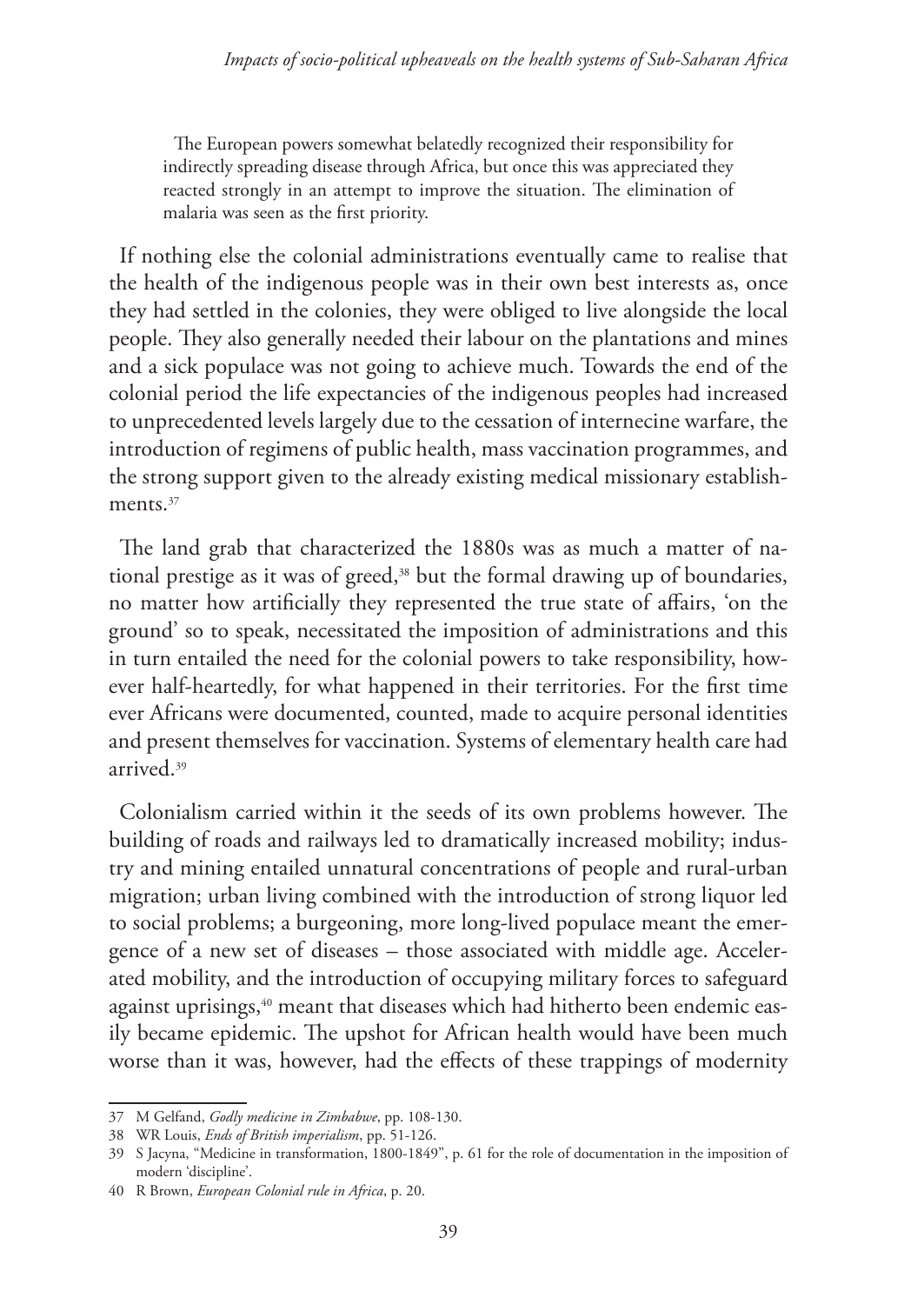> The European powers somewhat belatedly recognized their responsibility for indirectly spreading disease through Africa, but once this was appreciated they reacted strongly in an attempt to improve the situation. The elimination of malaria was seen as the first priority.

If nothing else the colonial administrations eventually came to realise that the health of the indigenous people was in their own best interests as, once they had settled in the colonies, they were obliged to live alongside the local people. They also generally needed their labour on the plantations and mines and a sick populace was not going to achieve much. Towards the end of the colonial period the life expectancies of the indigenous peoples had increased to unprecedented levels largely due to the cessation of internecine warfare, the introduction of regimens of public health, mass vaccination programmes, and the strong support given to the already existing medical missionary establishments.[37]

The land grab that characterized the 1880s was as much a matter of national prestige as it was of greed,[38] but the formal drawing up of boundaries, no matter how artificially they represented the true state of affairs, 'on the ground' so to speak, necessitated the imposition of administrations and this in turn entailed the need for the colonial powers to take responsibility, however half-heartedly, for what happened in their territories. For the first time ever Africans were documented, counted, made to acquire personal identities and present themselves for vaccination. Systems of elementary health care had arrived.[39]

Colonialism carried within it the seeds of its own problems however. The building of roads and railways led to dramatically increased mobility; industry and mining entailed unnatural concentrations of people and rural-urban migration; urban living combined with the introduction of strong liquor led to social problems; a burgeoning, more long-lived populace meant the emergence of a new set of diseases – those associated with middle age. Accelerated mobility, and the introduction of occupying military forces to safeguard against uprisings,[40] meant that diseases which had hitherto been endemic easily became epidemic. The upshot for African health would have been much worse than it was, however, had the effects of these trappings of modernity

---

37 M Gelfand, *Godly medicine in Zimbabwe*, pp. 108-130.

38 WR Louis, *Ends of British imperialism*, pp. 51-126.

39 S Jacyna, "Medicine in transformation, 1800-1849", p. 61 for the role of documentation in the imposition of modern 'discipline'.

40 R Brown, *European Colonial rule in Africa*, p. 20.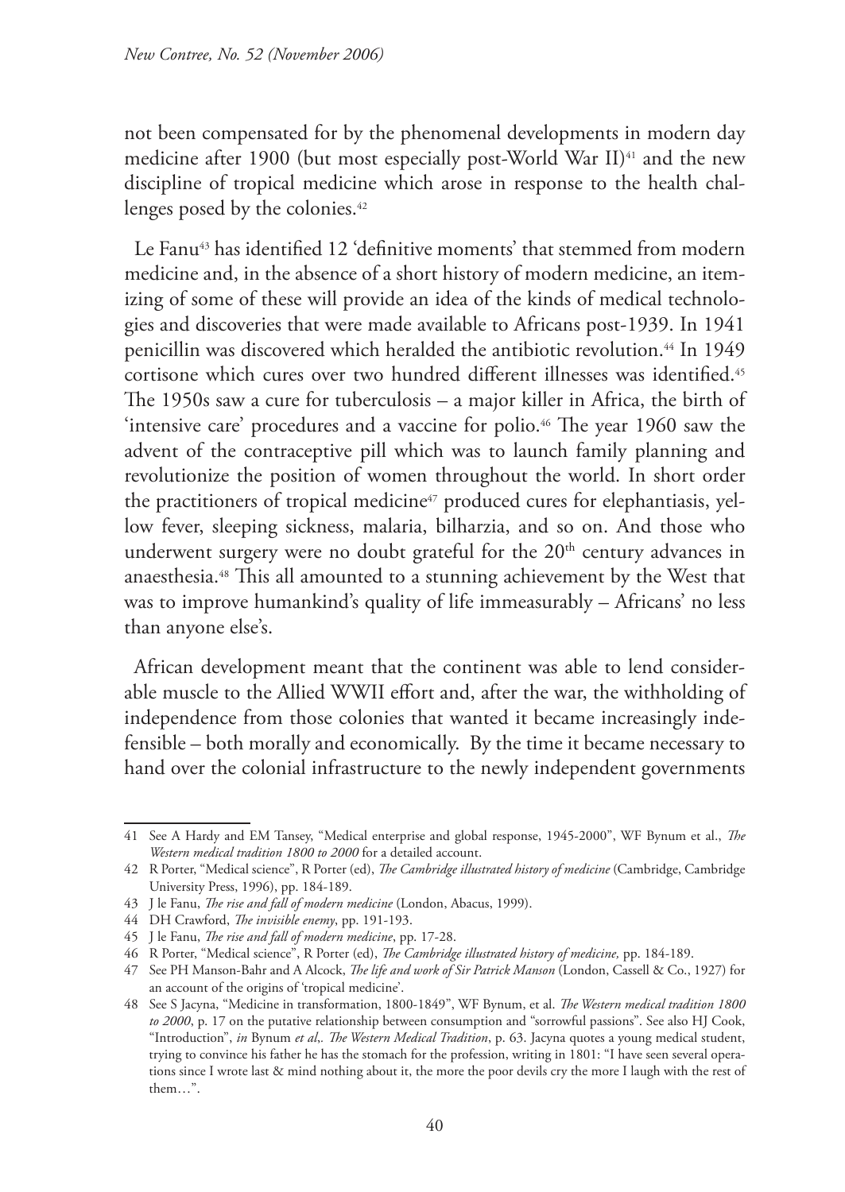not been compensated for by the phenomenal developments in modern day medicine after 1900 (but most especially post-World War II)[41] and the new discipline of tropical medicine which arose in response to the health challenges posed by the colonies.[42]

Le Fanu[43] has identified 12 'definitive moments' that stemmed from modern medicine and, in the absence of a short history of modern medicine, an itemizing of some of these will provide an idea of the kinds of medical technologies and discoveries that were made available to Africans post-1939. In 1941 penicillin was discovered which heralded the antibiotic revolution.[44] In 1949 cortisone which cures over two hundred different illnesses was identified.[45] The 1950s saw a cure for tuberculosis – a major killer in Africa, the birth of 'intensive care' procedures and a vaccine for polio.[46] The year 1960 saw the advent of the contraceptive pill which was to launch family planning and revolutionize the position of women throughout the world. In short order the practitioners of tropical medicine[47] produced cures for elephantiasis, yellow fever, sleeping sickness, malaria, bilharzia, and so on. And those who underwent surgery were no doubt grateful for the 20th century advances in anaesthesia.[48] This all amounted to a stunning achievement by the West that was to improve humankind's quality of life immeasurably – Africans' no less than anyone else's.

African development meant that the continent was able to lend considerable muscle to the Allied WWII effort and, after the war, the withholding of independence from those colonies that wanted it became increasingly indefensible – both morally and economically. By the time it became necessary to hand over the colonial infrastructure to the newly independent governments

---

41 See A Hardy and EM Tansey, "Medical enterprise and global response, 1945-2000", WF Bynum et al., *The Western medical tradition 1800 to 2000* for a detailed account.

42 R Porter, "Medical science", R Porter (ed), *The Cambridge illustrated history of medicine* (Cambridge, Cambridge University Press, 1996), pp. 184-189.

43 J le Fanu, *The rise and fall of modern medicine* (London, Abacus, 1999).

44 DH Crawford, *The invisible enemy*, pp. 191-193.

45 J le Fanu, *The rise and fall of modern medicine*, pp. 17-28.

46 R Porter, "Medical science", R Porter (ed), *The Cambridge illustrated history of medicine,* pp. 184-189.

47 See PH Manson-Bahr and A Alcock, *The life and work of Sir Patrick Manson* (London, Cassell & Co., 1927) for an account of the origins of 'tropical medicine'.

48 See S Jacyna, "Medicine in transformation, 1800-1849", WF Bynum, et al. *The Western medical tradition 1800 to 2000*, p. 17 on the putative relationship between consumption and "sorrowful passions". See also HJ Cook, "Introduction", *in* Bynum *et al*,. *The Western Medical Tradition*, p. 63. Jacyna quotes a young medical student, trying to convince his father he has the stomach for the profession, writing in 1801: "I have seen several operations since I wrote last & mind nothing about it, the more the poor devils cry the more I laugh with the rest of them…".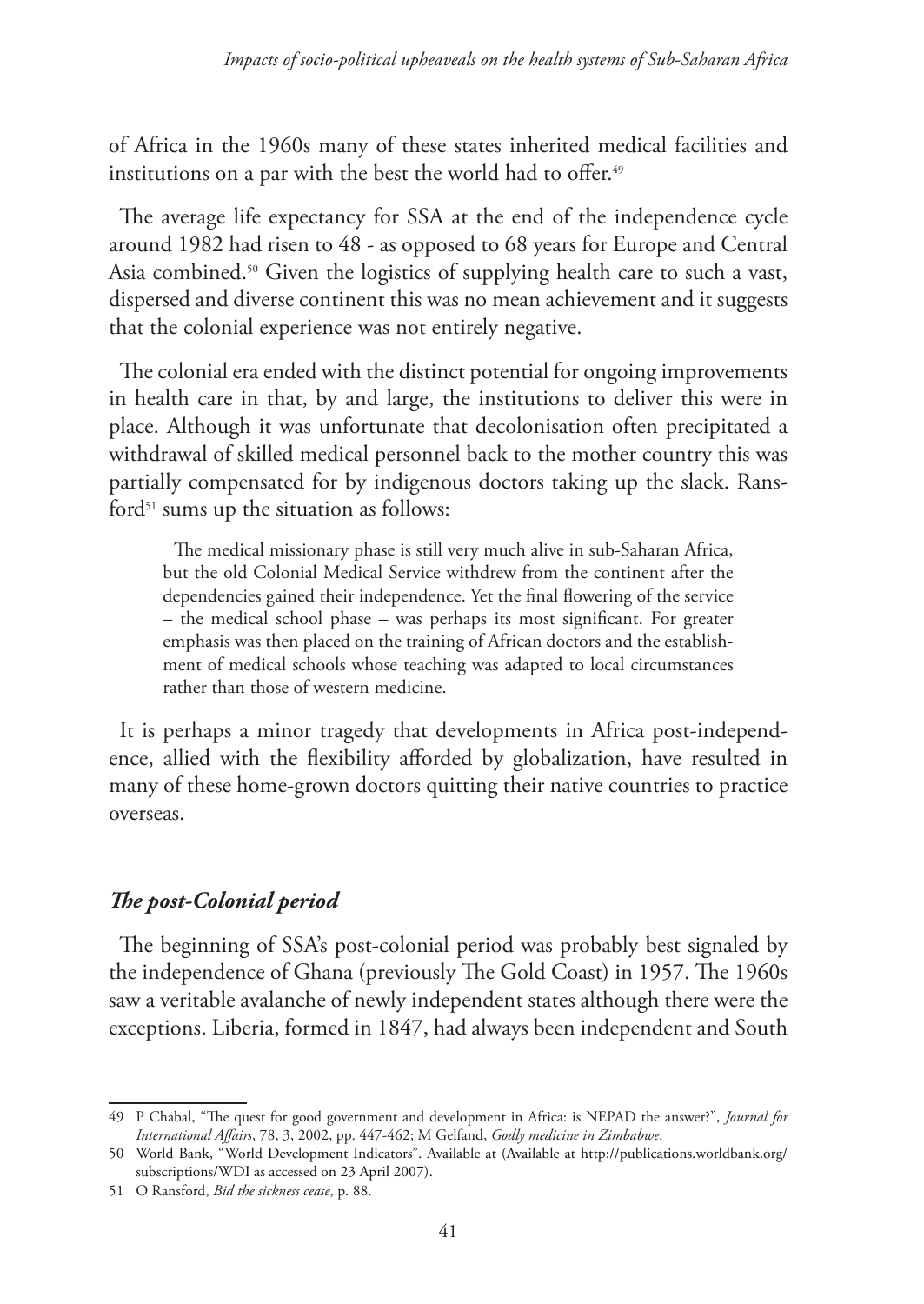of Africa in the 1960s many of these states inherited medical facilities and institutions on a par with the best the world had to offer.[49]

The average life expectancy for SSA at the end of the independence cycle around 1982 had risen to 48 - as opposed to 68 years for Europe and Central Asia combined.[50] Given the logistics of supplying health care to such a vast, dispersed and diverse continent this was no mean achievement and it suggests that the colonial experience was not entirely negative.

The colonial era ended with the distinct potential for ongoing improvements in health care in that, by and large, the institutions to deliver this were in place. Although it was unfortunate that decolonisation often precipitated a withdrawal of skilled medical personnel back to the mother country this was partially compensated for by indigenous doctors taking up the slack. Ransford[51] sums up the situation as follows:

> The medical missionary phase is still very much alive in sub-Saharan Africa, but the old Colonial Medical Service withdrew from the continent after the dependencies gained their independence. Yet the final flowering of the service – the medical school phase – was perhaps its most significant. For greater emphasis was then placed on the training of African doctors and the establishment of medical schools whose teaching was adapted to local circumstances rather than those of western medicine.

It is perhaps a minor tragedy that developments in Africa post-independence, allied with the flexibility afforded by globalization, have resulted in many of these home-grown doctors quitting their native countries to practice overseas.

### *The post-Colonial period*

The beginning of SSA's post-colonial period was probably best signaled by the independence of Ghana (previously The Gold Coast) in 1957. The 1960s saw a veritable avalanche of newly independent states although there were the exceptions. Liberia, formed in 1847, had always been independent and South

---

49 P Chabal, "The quest for good government and development in Africa: is NEPAD the answer?", *Journal for International Affairs*, 78, 3, 2002, pp. 447-462; M Gelfand, *Godly medicine in Zimbabwe*.

50 World Bank, "World Development Indicators". Available at (Available at http://publications.worldbank.org/subscriptions/WDI as accessed on 23 April 2007).

51 O Ransford, *Bid the sickness cease*, p. 88.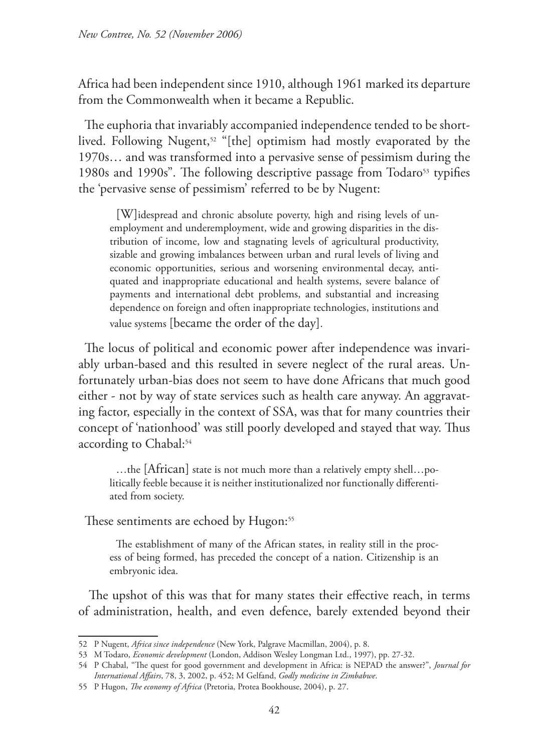Africa had been independent since 1910, although 1961 marked its departure from the Commonwealth when it became a Republic.

The euphoria that invariably accompanied independence tended to be short-lived. Following Nugent,[52] "[the] optimism had mostly evaporated by the 1970s… and was transformed into a pervasive sense of pessimism during the 1980s and 1990s". The following descriptive passage from Todaro[53] typifies the 'pervasive sense of pessimism' referred to be by Nugent:

> [W]idespread and chronic absolute poverty, high and rising levels of unemployment and underemployment, wide and growing disparities in the distribution of income, low and stagnating levels of agricultural productivity, sizable and growing imbalances between urban and rural levels of living and economic opportunities, serious and worsening environmental decay, antiquated and inappropriate educational and health systems, severe balance of payments and international debt problems, and substantial and increasing dependence on foreign and often inappropriate technologies, institutions and value systems [became the order of the day].

The locus of political and economic power after independence was invariably urban-based and this resulted in severe neglect of the rural areas. Unfortunately urban-bias does not seem to have done Africans that much good either - not by way of state services such as health care anyway. An aggravating factor, especially in the context of SSA, was that for many countries their concept of 'nationhood' was still poorly developed and stayed that way. Thus according to Chabal:[54]

> …the [African] state is not much more than a relatively empty shell…politically feeble because it is neither institutionalized nor functionally differentiated from society.

These sentiments are echoed by Hugon:[55]

> The establishment of many of the African states, in reality still in the process of being formed, has preceded the concept of a nation. Citizenship is an embryonic idea.

The upshot of this was that for many states their effective reach, in terms of administration, health, and even defence, barely extended beyond their

---

52 P Nugent, *Africa since independence* (New York, Palgrave Macmillan, 2004), p. 8.

53 M Todaro, *Economic development* (London, Addison Wesley Longman Ltd., 1997), pp. 27-32.

54 P Chabal, "The quest for good government and development in Africa: is NEPAD the answer?", *Journal for International Affairs*, 78, 3, 2002, p. 452; M Gelfand, *Godly medicine in Zimbabwe*.

55 P Hugon, *The economy of Africa* (Pretoria, Protea Bookhouse, 2004), p. 27.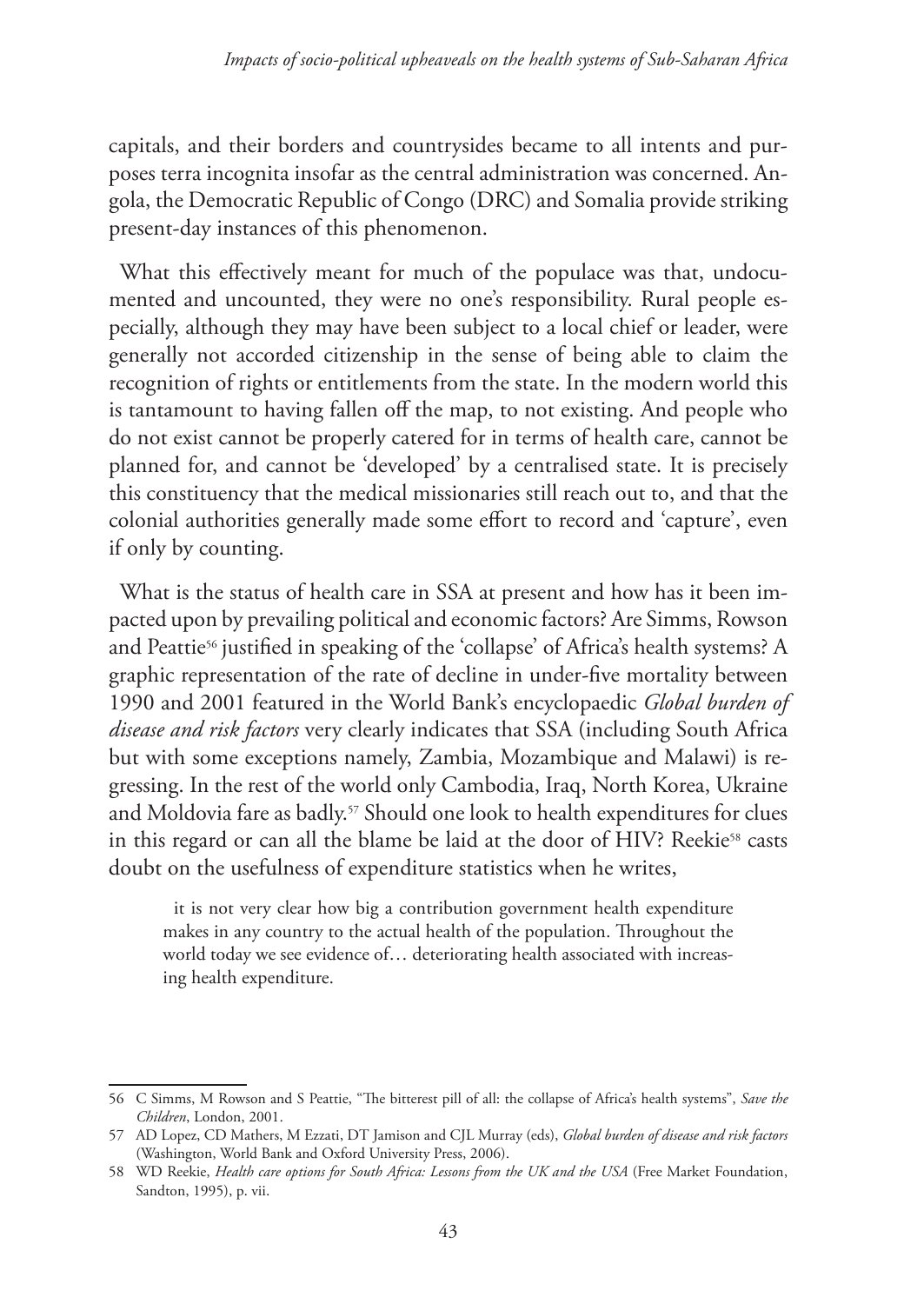capitals, and their borders and countrysides became to all intents and purposes terra incognita insofar as the central administration was concerned. Angola, the Democratic Republic of Congo (DRC) and Somalia provide striking present-day instances of this phenomenon.

What this effectively meant for much of the populace was that, undocumented and uncounted, they were no one's responsibility. Rural people especially, although they may have been subject to a local chief or leader, were generally not accorded citizenship in the sense of being able to claim the recognition of rights or entitlements from the state. In the modern world this is tantamount to having fallen off the map, to not existing. And people who do not exist cannot be properly catered for in terms of health care, cannot be planned for, and cannot be 'developed' by a centralised state. It is precisely this constituency that the medical missionaries still reach out to, and that the colonial authorities generally made some effort to record and 'capture', even if only by counting.

What is the status of health care in SSA at present and how has it been impacted upon by prevailing political and economic factors? Are Simms, Rowson and Peattie[56] justified in speaking of the 'collapse' of Africa's health systems? A graphic representation of the rate of decline in under-five mortality between 1990 and 2001 featured in the World Bank's encyclopaedic *Global burden of disease and risk factors* very clearly indicates that SSA (including South Africa but with some exceptions namely, Zambia, Mozambique and Malawi) is regressing. In the rest of the world only Cambodia, Iraq, North Korea, Ukraine and Moldovia fare as badly.[57] Should one look to health expenditures for clues in this regard or can all the blame be laid at the door of HIV? Reekie[58] casts doubt on the usefulness of expenditure statistics when he writes,

> it is not very clear how big a contribution government health expenditure makes in any country to the actual health of the population. Throughout the world today we see evidence of… deteriorating health associated with increasing health expenditure.

---

56 C Simms, M Rowson and S Peattie, "The bitterest pill of all: the collapse of Africa's health systems", *Save the Children*, London, 2001.

57 AD Lopez, CD Mathers, M Ezzati, DT Jamison and CJL Murray (eds), *Global burden of disease and risk factors* (Washington, World Bank and Oxford University Press, 2006).

58 WD Reekie, *Health care options for South Africa: Lessons from the UK and the USA* (Free Market Foundation, Sandton, 1995), p. vii.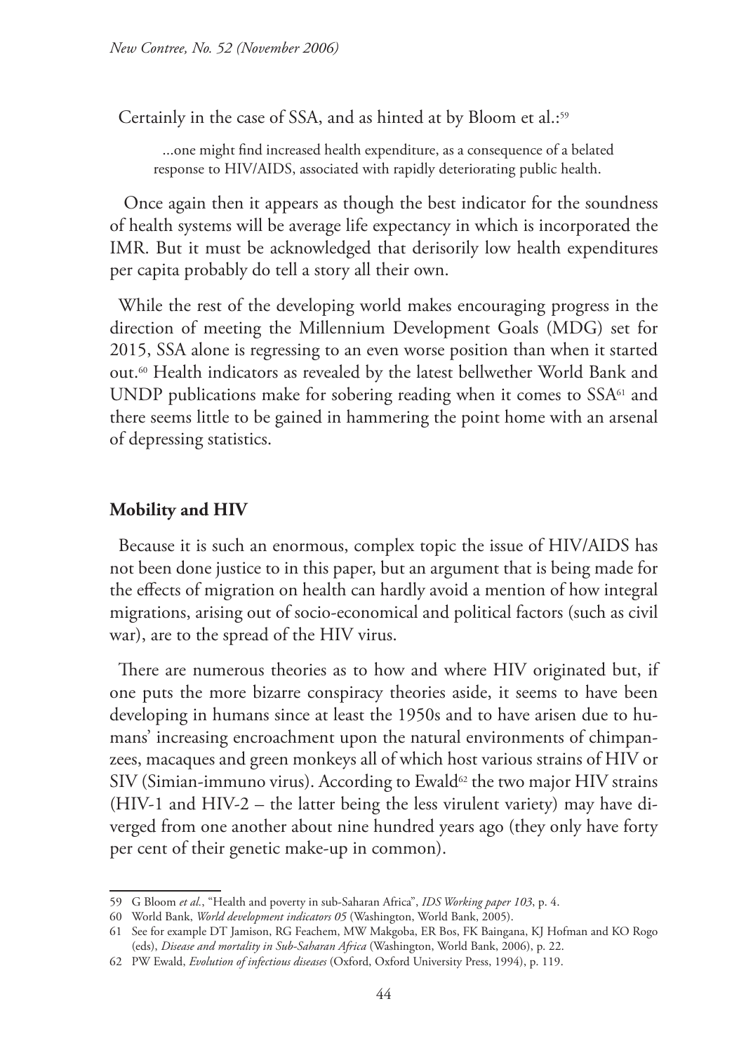Certainly in the case of SSA, and as hinted at by Bloom et al.:[59]

> ...one might find increased health expenditure, as a consequence of a belated response to HIV/AIDS, associated with rapidly deteriorating public health.

Once again then it appears as though the best indicator for the soundness of health systems will be average life expectancy in which is incorporated the IMR. But it must be acknowledged that derisorily low health expenditures per capita probably do tell a story all their own.

While the rest of the developing world makes encouraging progress in the direction of meeting the Millennium Development Goals (MDG) set for 2015, SSA alone is regressing to an even worse position than when it started out.[60] Health indicators as revealed by the latest bellwether World Bank and UNDP publications make for sobering reading when it comes to SSA[61] and there seems little to be gained in hammering the point home with an arsenal of depressing statistics.

**Mobility and HIV**

Because it is such an enormous, complex topic the issue of HIV/AIDS has not been done justice to in this paper, but an argument that is being made for the effects of migration on health can hardly avoid a mention of how integral migrations, arising out of socio-economical and political factors (such as civil war), are to the spread of the HIV virus.

There are numerous theories as to how and where HIV originated but, if one puts the more bizarre conspiracy theories aside, it seems to have been developing in humans since at least the 1950s and to have arisen due to humans' increasing encroachment upon the natural environments of chimpanzees, macaques and green monkeys all of which host various strains of HIV or SIV (Simian-immuno virus). According to Ewald[62] the two major HIV strains (HIV-1 and HIV-2 – the latter being the less virulent variety) may have diverged from one another about nine hundred years ago (they only have forty per cent of their genetic make-up in common).

---

59 G Bloom *et al.*, "Health and poverty in sub-Saharan Africa", *IDS Working paper 103*, p. 4.

60 World Bank, *World development indicators 05* (Washington, World Bank, 2005).

61 See for example DT Jamison, RG Feachem, MW Makgoba, ER Bos, FK Baingana, KJ Hofman and KO Rogo (eds), *Disease and mortality in Sub-Saharan Africa* (Washington, World Bank, 2006), p. 22.

62 PW Ewald, *Evolution of infectious diseases* (Oxford, Oxford University Press, 1994), p. 119.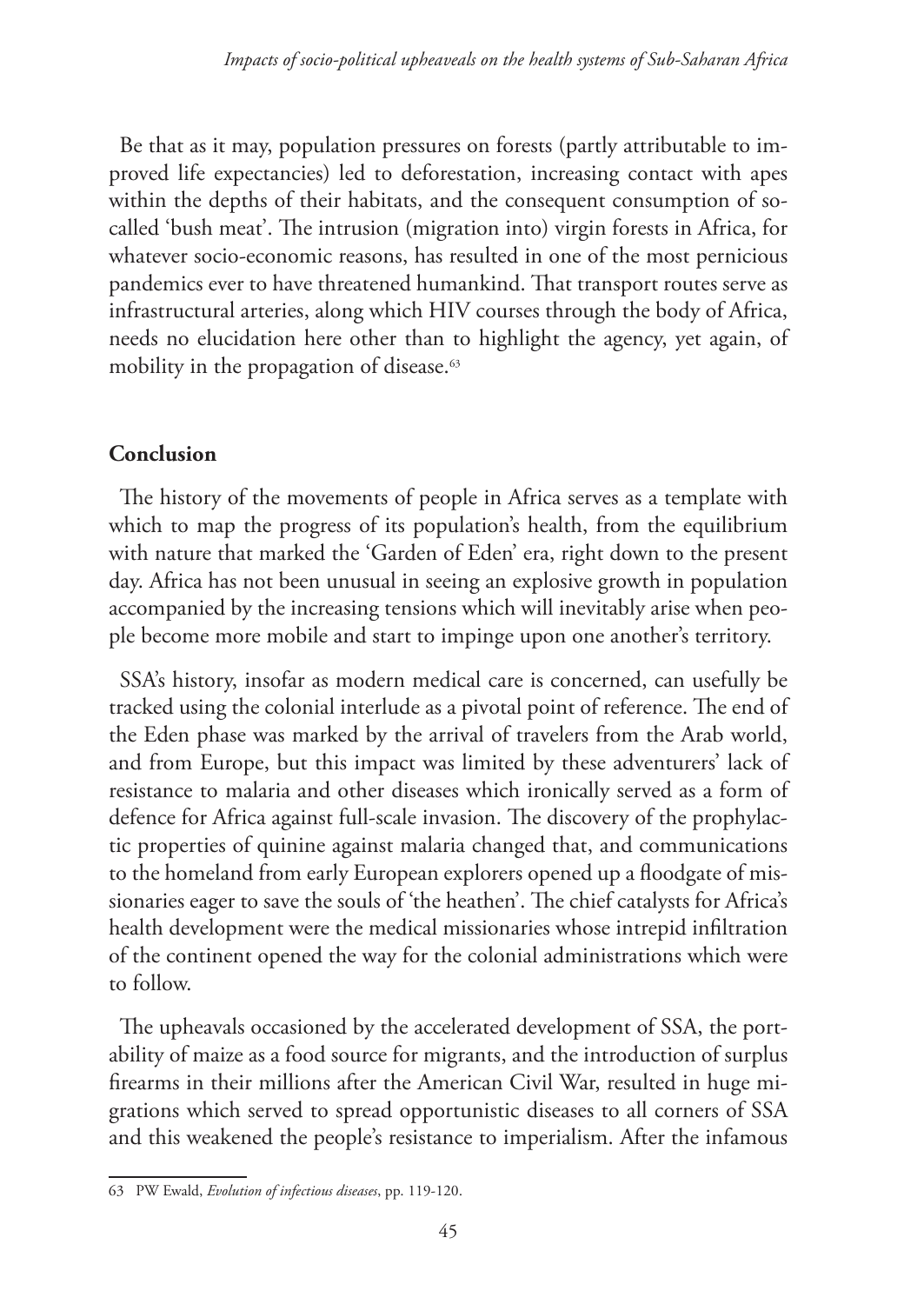Be that as it may, population pressures on forests (partly attributable to improved life expectancies) led to deforestation, increasing contact with apes within the depths of their habitats, and the consequent consumption of so-called 'bush meat'. The intrusion (migration into) virgin forests in Africa, for whatever socio-economic reasons, has resulted in one of the most pernicious pandemics ever to have threatened humankind. That transport routes serve as infrastructural arteries, along which HIV courses through the body of Africa, needs no elucidation here other than to highlight the agency, yet again, of mobility in the propagation of disease.[63]

## Conclusion

The history of the movements of people in Africa serves as a template with which to map the progress of its population's health, from the equilibrium with nature that marked the 'Garden of Eden' era, right down to the present day. Africa has not been unusual in seeing an explosive growth in population accompanied by the increasing tensions which will inevitably arise when people become more mobile and start to impinge upon one another's territory.

SSA's history, insofar as modern medical care is concerned, can usefully be tracked using the colonial interlude as a pivotal point of reference. The end of the Eden phase was marked by the arrival of travelers from the Arab world, and from Europe, but this impact was limited by these adventurers' lack of resistance to malaria and other diseases which ironically served as a form of defence for Africa against full-scale invasion. The discovery of the prophylactic properties of quinine against malaria changed that, and communications to the homeland from early European explorers opened up a floodgate of missionaries eager to save the souls of 'the heathen'. The chief catalysts for Africa's health development were the medical missionaries whose intrepid infiltration of the continent opened the way for the colonial administrations which were to follow.

The upheavals occasioned by the accelerated development of SSA, the portability of maize as a food source for migrants, and the introduction of surplus firearms in their millions after the American Civil War, resulted in huge migrations which served to spread opportunistic diseases to all corners of SSA and this weakened the people's resistance to imperialism. After the infamous

---

63 PW Ewald, *Evolution of infectious diseases*, pp. 119-120.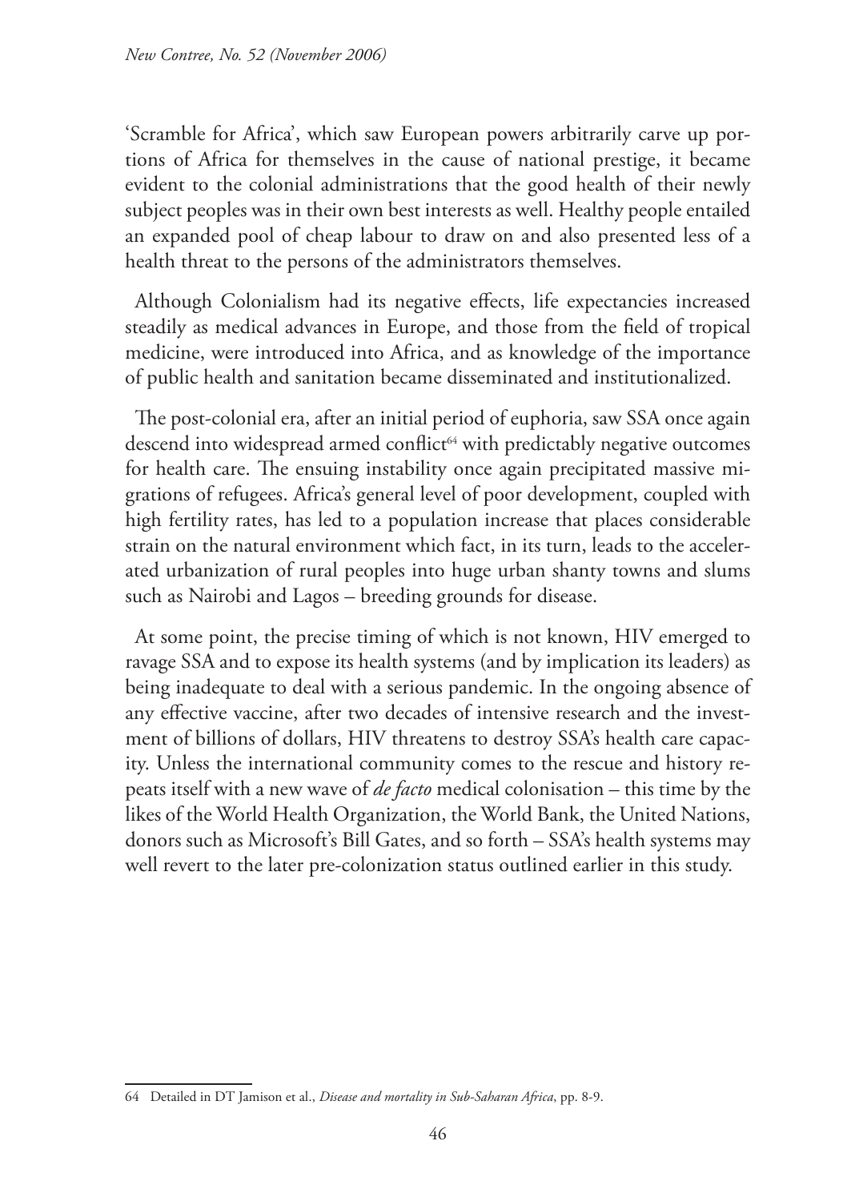'Scramble for Africa', which saw European powers arbitrarily carve up portions of Africa for themselves in the cause of national prestige, it became evident to the colonial administrations that the good health of their newly subject peoples was in their own best interests as well. Healthy people entailed an expanded pool of cheap labour to draw on and also presented less of a health threat to the persons of the administrators themselves.

Although Colonialism had its negative effects, life expectancies increased steadily as medical advances in Europe, and those from the field of tropical medicine, were introduced into Africa, and as knowledge of the importance of public health and sanitation became disseminated and institutionalized.

The post-colonial era, after an initial period of euphoria, saw SSA once again descend into widespread armed conflict[64] with predictably negative outcomes for health care. The ensuing instability once again precipitated massive migrations of refugees. Africa's general level of poor development, coupled with high fertility rates, has led to a population increase that places considerable strain on the natural environment which fact, in its turn, leads to the accelerated urbanization of rural peoples into huge urban shanty towns and slums such as Nairobi and Lagos – breeding grounds for disease.

At some point, the precise timing of which is not known, HIV emerged to ravage SSA and to expose its health systems (and by implication its leaders) as being inadequate to deal with a serious pandemic. In the ongoing absence of any effective vaccine, after two decades of intensive research and the investment of billions of dollars, HIV threatens to destroy SSA's health care capacity. Unless the international community comes to the rescue and history repeats itself with a new wave of *de facto* medical colonisation – this time by the likes of the World Health Organization, the World Bank, the United Nations, donors such as Microsoft's Bill Gates, and so forth – SSA's health systems may well revert to the later pre-colonization status outlined earlier in this study.

---

64 Detailed in DT Jamison et al., *Disease and mortality in Sub-Saharan Africa*, pp. 8-9.